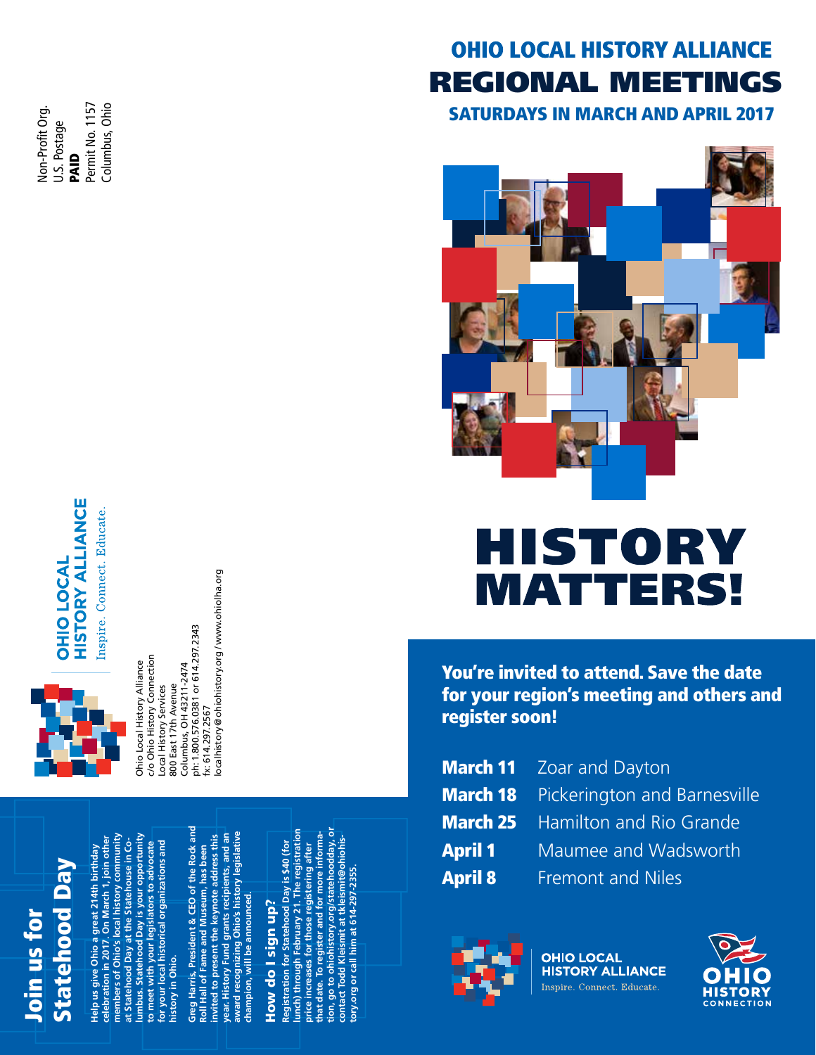Non-Profit Org.
U.S. Postage
**PAID**
Permit No. 1157
Columbus, Ohio

**OHIO LOCAL HISTORY ALLIANCE**
Inspire. Connect. Educate.

Ohio Local History Alliance
c/o Ohio History Connection
Local History Services
800 East 17th Avenue
Columbus, OH 43211-2474
ph: 1.800.576.0381 or 614.297.2343
fx: 614.297.2567
localhistory@ohiohistory.org / www.ohiolha.org

## Join us for Statehood Day

**Help us give Ohio a great 214th birthday celebration in 2017. On March 1, join other members of Ohio's local history community at Statehood Day at the Statehouse in Columbus. Statehood Day is your opportunity to meet with your legislators to advocate for your local historical organizations and history in Ohio.**

**Greg Harris, President & CEO of the Rock and Roll Hall of Fame and Museum, has been invited to present the keynote address this year. History Fund grants recipients, and an award recognizing Ohio's history legislative champion, will be announced.**

### How do I sign up?

**Registration for Statehood Day is $40 (for lunch) through February 21. The registration price increases for those registering after that date. To register and for more information, go to ohiohistory.org/statehoodday, or contact Todd Kleismit at tkleismit@ohiohistory.org or call him at 614-297-2355.**

# OHIO LOCAL HISTORY ALLIANCE REGIONAL MEETINGS

## SATURDAYS IN MARCH AND APRIL 2017

# HISTORY MATTERS!

**You're invited to attend. Save the date for your region's meeting and others and register soon!**

| | |
|---|---|
| **March 11** | Zoar and Dayton |
| **March 18** | Pickerington and Barnesville |
| **March 25** | Hamilton and Rio Grande |
| **April 1** | Maumee and Wadsworth |
| **April 8** | Fremont and Niles |

**OHIO LOCAL HISTORY ALLIANCE**
Inspire. Connect. Educate.

OHIO HISTORY CONNECTION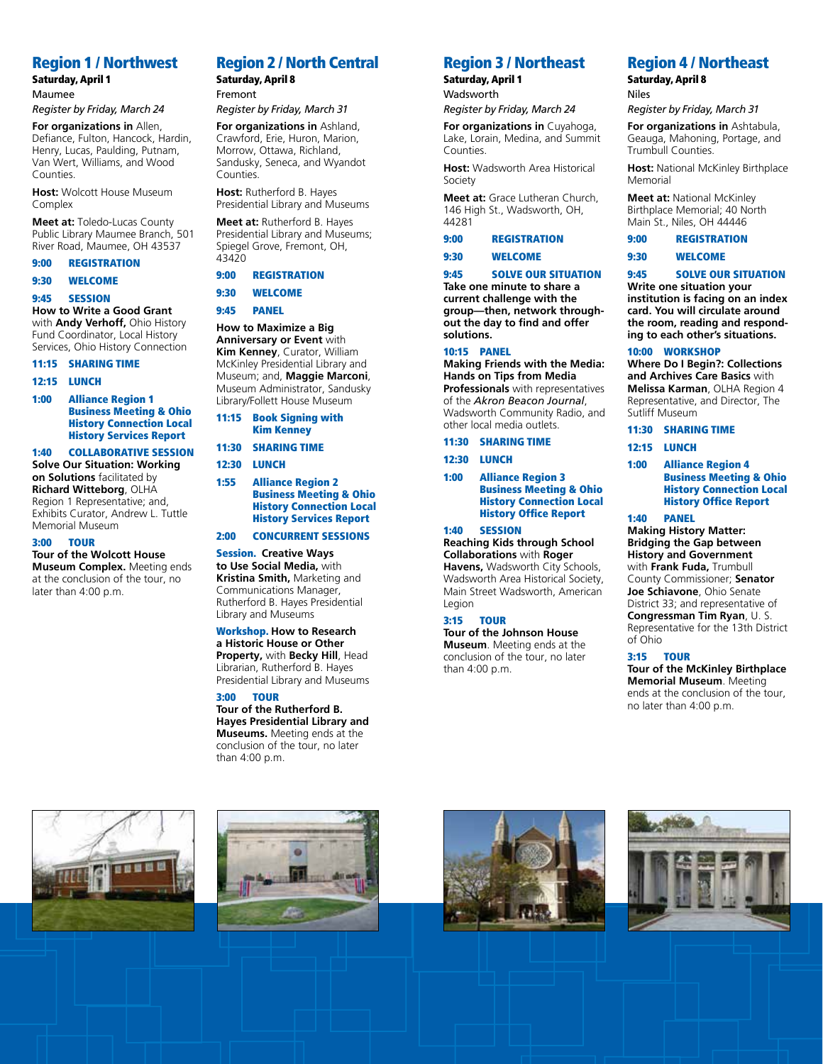## Region 1 / Northwest

**Saturday, April 1**

Maumee

*Register by Friday, March 24*

**For organizations in** Allen, Defiance, Fulton, Hancock, Hardin, Henry, Lucas, Paulding, Putnam, Van Wert, Williams, and Wood Counties.

**Host:** Wolcott House Museum Complex

**Meet at:** Toledo-Lucas County Public Library Maumee Branch, 501 River Road, Maumee, OH 43537

**9:00 REGISTRATION**

**9:30 WELCOME**

**9:45 SESSION**

**How to Write a Good Grant** with **Andy Verhoff,** Ohio History Fund Coordinator, Local History Services, Ohio History Connection

**11:15 SHARING TIME**

**12:15 LUNCH**

**1:00 Alliance Region 1 Business Meeting & Ohio History Connection Local History Services Report**

**1:40 COLLABORATIVE SESSION**

**Solve Our Situation: Working on Solutions** facilitated by **Richard Witteborg**, OLHA Region 1 Representative; and, Exhibits Curator, Andrew L. Tuttle Memorial Museum

**3:00 TOUR**

**Tour of the Wolcott House Museum Complex.** Meeting ends at the conclusion of the tour, no later than 4:00 p.m.

## Region 2 / North Central

**Saturday, April 8**

Fremont

*Register by Friday, March 31*

**For organizations in** Ashland, Crawford, Erie, Huron, Marion, Morrow, Ottawa, Richland, Sandusky, Seneca, and Wyandot Counties.

**Host:** Rutherford B. Hayes Presidential Library and Museums

**Meet at:** Rutherford B. Hayes Presidential Library and Museums; Spiegel Grove, Fremont, OH, 43420

**9:00 REGISTRATION**

**9:30 WELCOME**

**9:45 PANEL**

**How to Maximize a Big Anniversary or Event** with **Kim Kenney**, Curator, William McKinley Presidential Library and Museum; and, **Maggie Marconi**, Museum Administrator, Sandusky Library/Follett House Museum

**11:15 Book Signing with Kim Kenney**

**11:30 SHARING TIME**

**12:30 LUNCH**

**1:55 Alliance Region 2 Business Meeting & Ohio History Connection Local History Services Report**

**2:00 CONCURRENT SESSIONS**

**Session. Creative Ways to Use Social Media,** with **Kristina Smith,** Marketing and Communications Manager, Rutherford B. Hayes Presidential Library and Museums

**Workshop. How to Research a Historic House or Other Property,** with **Becky Hill**, Head Librarian, Rutherford B. Hayes Presidential Library and Museums

**3:00 TOUR**

**Tour of the Rutherford B. Hayes Presidential Library and Museums.** Meeting ends at the conclusion of the tour, no later than 4:00 p.m.

## Region 3 / Northeast

**Saturday, April 1**

Wadsworth

*Register by Friday, March 24*

**For organizations in** Cuyahoga, Lake, Lorain, Medina, and Summit Counties.

**Host:** Wadsworth Area Historical Society

**Meet at:** Grace Lutheran Church, 146 High St., Wadsworth, OH, 44281

**9:00 REGISTRATION**

**9:30 WELCOME**

**9:45 SOLVE OUR SITUATION**

**Take one minute to share a current challenge with the group—then, network throughout the day to find and offer solutions.**

**10:15 PANEL**

**Making Friends with the Media: Hands on Tips from Media Professionals** with representatives of the *Akron Beacon Journal*, Wadsworth Community Radio, and other local media outlets.

**11:30 SHARING TIME**

**12:30 LUNCH**

**1:00 Alliance Region 3 Business Meeting & Ohio History Connection Local History Office Report**

**1:40 SESSION**

**Reaching Kids through School Collaborations** with **Roger Havens,** Wadsworth City Schools, Wadsworth Area Historical Society, Main Street Wadsworth, American Legion

**3:15 TOUR**

**Tour of the Johnson House Museum**. Meeting ends at the conclusion of the tour, no later than 4:00 p.m.

## Region 4 / Northeast

**Saturday, April 8**

Niles

*Register by Friday, March 31*

**For organizations in** Ashtabula, Geauga, Mahoning, Portage, and Trumbull Counties.

**Host:** National McKinley Birthplace Memorial

**Meet at:** National McKinley Birthplace Memorial; 40 North Main St., Niles, OH 44446

**9:00 REGISTRATION**

**9:30 WELCOME**

**9:45 SOLVE OUR SITUATION**

**Write one situation your institution is facing on an index card. You will circulate around the room, reading and responding to each other's situations.**

**10:00 WORKSHOP**

**Where Do I Begin?: Collections and Archives Care Basics** with **Melissa Karman**, OLHA Region 4 Representative, and Director, The Sutliff Museum

**11:30 SHARING TIME**

**12:15 LUNCH**

**1:00 Alliance Region 4 Business Meeting & Ohio History Connection Local History Office Report**

**1:40 PANEL**

**Making History Matter: Bridging the Gap between History and Government** with **Frank Fuda,** Trumbull County Commissioner; **Senator Joe Schiavone**, Ohio Senate District 33; and representative of **Congressman Tim Ryan**, U. S. Representative for the 13th District of Ohio

**3:15 TOUR**

**Tour of the McKinley Birthplace Memorial Museum**. Meeting ends at the conclusion of the tour, no later than 4:00 p.m.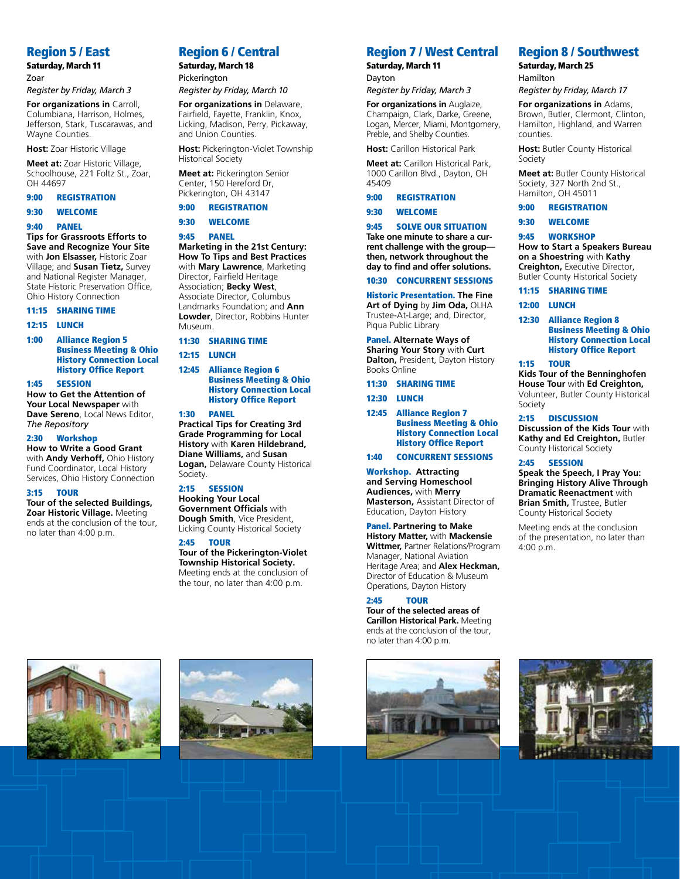## Region 5 / East

**Saturday, March 11**

Zoar

*Register by Friday, March 3*

**For organizations in** Carroll, Columbiana, Harrison, Holmes, Jefferson, Stark, Tuscarawas, and Wayne Counties.

**Host:** Zoar Historic Village

**Meet at:** Zoar Historic Village, Schoolhouse, 221 Foltz St., Zoar, OH 44697

**9:00 REGISTRATION**

**9:30 WELCOME**

**9:40 PANEL**

**Tips for Grassroots Efforts to Save and Recognize Your Site** with **Jon Elsasser,** Historic Zoar Village; and **Susan Tietz,** Survey and National Register Manager, State Historic Preservation Office, Ohio History Connection

**11:15 SHARING TIME**

**12:15 LUNCH**

**1:00 Alliance Region 5 Business Meeting & Ohio History Connection Local History Office Report**

**1:45 SESSION**

**How to Get the Attention of Your Local Newspaper** with **Dave Sereno**, Local News Editor, *The Repository*

**2:30 Workshop**

**How to Write a Good Grant** with **Andy Verhoff,** Ohio History Fund Coordinator, Local History Services, Ohio History Connection

**3:15 TOUR**

**Tour of the selected Buildings, Zoar Historic Village.** Meeting ends at the conclusion of the tour, no later than 4:00 p.m.

## Region 6 / Central

**Saturday, March 18**

Pickerington

*Register by Friday, March 10*

**For organizations in** Delaware, Fairfield, Fayette, Franklin, Knox, Licking, Madison, Perry, Pickaway, and Union Counties.

**Host:** Pickerington-Violet Township Historical Society

**Meet at:** Pickerington Senior Center, 150 Hereford Dr, Pickerington, OH 43147

**9:00 REGISTRATION**

**9:30 WELCOME**

**9:45 PANEL**

**Marketing in the 21st Century: How To Tips and Best Practices** with **Mary Lawrence**, Marketing Director, Fairfield Heritage Association; **Becky West**, Associate Director, Columbus Landmarks Foundation; and **Ann Lowder**, Director, Robbins Hunter Museum.

**11:30 SHARING TIME**

**12:15 LUNCH**

**12:45 Alliance Region 6 Business Meeting & Ohio History Connection Local History Office Report**

**1:30 PANEL**

**Practical Tips for Creating 3rd Grade Programming for Local History** with **Karen Hildebrand, Diane Williams,** and **Susan Logan,** Delaware County Historical Society.

**2:15 SESSION**

**Hooking Your Local Government Officials** with **Dough Smith**, Vice President, Licking County Historical Society

**2:45 TOUR**

**Tour of the Pickerington-Violet Township Historical Society.** Meeting ends at the conclusion of the tour, no later than 4:00 p.m.

## Region 7 / West Central

**Saturday, March 11**

Dayton

*Register by Friday, March 3*

**For organizations in** Auglaize, Champaign, Clark, Darke, Greene, Logan, Mercer, Miami, Montgomery, Preble, and Shelby Counties.

**Host:** Carillon Historical Park

**Meet at:** Carillon Historical Park, 1000 Carillon Blvd., Dayton, OH 45409

**9:00 REGISTRATION**

**9:30 WELCOME**

**9:45 SOLVE OUR SITUATION**

**Take one minute to share a current challenge with the group—then, network throughout the day to find and offer solutions.**

**10:30 CONCURRENT SESSIONS**

**Historic Presentation. The Fine Art of Dying** by **Jim Oda,** OLHA Trustee-At-Large; and, Director, Piqua Public Library

**Panel. Alternate Ways of Sharing Your Story** with **Curt Dalton,** President, Dayton History Books Online

**11:30 SHARING TIME**

**12:30 LUNCH**

**12:45 Alliance Region 7 Business Meeting & Ohio History Connection Local History Office Report**

**1:40 CONCURRENT SESSIONS**

**Workshop. Attracting and Serving Homeschool Audiences,** with **Merry Masterson,** Assistant Director of Education, Dayton History

**Panel. Partnering to Make History Matter,** with **Mackensie Wittmer,** Partner Relations/Program Manager, National Aviation Heritage Area; and **Alex Heckman,** Director of Education & Museum Operations, Dayton History

**2:45 TOUR**

**Tour of the selected areas of Carillon Historical Park.** Meeting ends at the conclusion of the tour, no later than 4:00 p.m.

## Region 8 / Southwest

**Saturday, March 25**

Hamilton

*Register by Friday, March 17*

**For organizations in** Adams, Brown, Butler, Clermont, Clinton, Hamilton, Highland, and Warren counties.

**Host:** Butler County Historical Society

**Meet at:** Butler County Historical Society, 327 North 2nd St., Hamilton, OH 45011

**9:00 REGISTRATION**

**9:30 WELCOME**

**9:45 WORKSHOP**

**How to Start a Speakers Bureau on a Shoestring** with **Kathy Creighton,** Executive Director, Butler County Historical Society

**11:15 SHARING TIME**

**12:00 LUNCH**

**12:30 Alliance Region 8 Business Meeting & Ohio History Connection Local History Office Report**

**1:15 TOUR**

**Kids Tour of the Benninghofen House Tour** with **Ed Creighton,** Volunteer, Butler County Historical Society

**2:15 DISCUSSION**

**Discussion of the Kids Tour** with **Kathy and Ed Creighton,** Butler County Historical Society

**2:45 SESSION**

**Speak the Speech, I Pray You: Bringing History Alive Through Dramatic Reenactment** with **Brian Smith,** Trustee, Butler County Historical Society

Meeting ends at the conclusion of the presentation, no later than 4:00 p.m.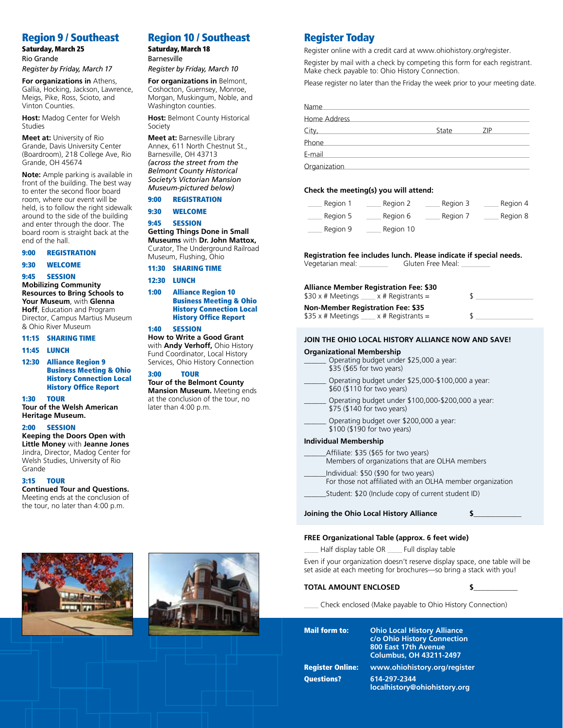## Region 9 / Southeast

**Saturday, March 25**
Rio Grande
*Register by Friday, March 17*

**For organizations in** Athens, Gallia, Hocking, Jackson, Lawrence, Meigs, Pike, Ross, Scioto, and Vinton Counties.

**Host:** Madog Center for Welsh Studies

**Meet at:** University of Rio Grande, Davis University Center (Boardroom), 218 College Ave, Rio Grande, OH 45674

**Note:** Ample parking is available in front of the building. The best way to enter the second floor board room, where our event will be held, is to follow the right sidewalk around to the side of the building and enter through the door. The board room is straight back at the end of the hall.

**9:00 REGISTRATION**

**9:30 WELCOME**

**9:45 SESSION**
**Mobilizing Community Resources to Bring Schools to Your Museum**, with **Glenna Hoff**, Education and Program Director, Campus Martius Museum & Ohio River Museum

**11:15 SHARING TIME**

**11:45 LUNCH**

**12:30 Alliance Region 9 Business Meeting & Ohio History Connection Local History Office Report**

**1:30 TOUR**
**Tour of the Welsh American Heritage Museum.**

**2:00 SESSION**
**Keeping the Doors Open with Little Money** with **Jeanne Jones** Jindra, Director, Madog Center for Welsh Studies, University of Rio Grande

**3:15 TOUR**
**Continued Tour and Questions.** Meeting ends at the conclusion of the tour, no later than 4:00 p.m.

## Region 10 / Southeast

**Saturday, March 18**
Barnesville
*Register by Friday, March 10*

**For organizations in** Belmont, Coshocton, Guernsey, Monroe, Morgan, Muskingum, Noble, and Washington counties.

**Host:** Belmont County Historical Society

**Meet at:** Barnesville Library Annex, 611 North Chestnut St., Barnesville, OH 43713
*(across the street from the Belmont County Historical Society's Victorian Mansion Museum-pictured below)*

**9:00 REGISTRATION**

**9:30 WELCOME**

**9:45 SESSION**
**Getting Things Done in Small Museums** with **Dr. John Mattox,** Curator, The Underground Railroad Museum, Flushing, Ohio

**11:30 SHARING TIME**

**12:30 LUNCH**

**1:00 Alliance Region 10 Business Meeting & Ohio History Connection Local History Office Report**

**1:40 SESSION**
**How to Write a Good Grant** with **Andy Verhoff,** Ohio History Fund Coordinator, Local History Services, Ohio History Connection

**3:00 TOUR**
**Tour of the Belmont County Mansion Museum.** Meeting ends at the conclusion of the tour, no later than 4:00 p.m.

## Register Today

Register online with a credit card at www.ohiohistory.org/register.

Register by mail with a check by competing this form for each registrant. Make check payable to: Ohio History Connection.

Please register no later than the Friday the week prior to your meeting date.

Name ____________________
Home Address ____________________
City, ____________ State ______ ZIP ______
Phone ____________________
E-mail ____________________
Organization ____________________

**Check the meeting(s) you will attend:**

____ Region 1 ____ Region 2 ____ Region 3 ____ Region 4
____ Region 5 ____ Region 6 ____ Region 7 ____ Region 8
____ Region 9 ____ Region 10

**Registration fee includes lunch. Please indicate if special needs.**
Vegetarian meal: ________ Gluten Free Meal: ________

**Alliance Member Registration Fee: $30**
$30 x # Meetings ____ x # Registrants = $ ____________

**Non-Member Registration Fee: $35**
$35 x # Meetings ____ x # Registrants = $ ____________

**JOIN THE OHIO LOCAL HISTORY ALLIANCE NOW AND SAVE!**

**Organizational Membership**

______ Operating budget under $25,000 a year: $35 ($65 for two years)

______ Operating budget under $25,000-$100,000 a year: $60 ($110 for two years)

______ Operating budget under $100,000-$200,000 a year: $75 ($140 for two years)

______ Operating budget over $200,000 a year: $100 ($190 for two years)

**Individual Membership**

______Affiliate: $35 ($65 for two years)
Members of organizations that are OLHA members

______Individual: $50 ($90 for two years)
For those not affiliated with an OLHA member organization

______Student: $20 (Include copy of current student ID)

**Joining the Ohio Local History Alliance $____________**

**FREE Organizational Table (approx. 6 feet wide)**

____ Half display table OR ____ Full display table

Even if your organization doesn't reserve display space, one table will be set aside at each meeting for brochures—so bring a stack with you!

**TOTAL AMOUNT ENCLOSED $___________**

____ Check enclosed (Make payable to Ohio History Connection)

**Mail form to:** **Ohio Local History Alliance c/o Ohio History Connection 800 East 17th Avenue Columbus, OH 43211-2497**

**Register Online:** **www.ohiohistory.org/register**

**Questions?** **614-297-2344 localhistory@ohiohistory.org**